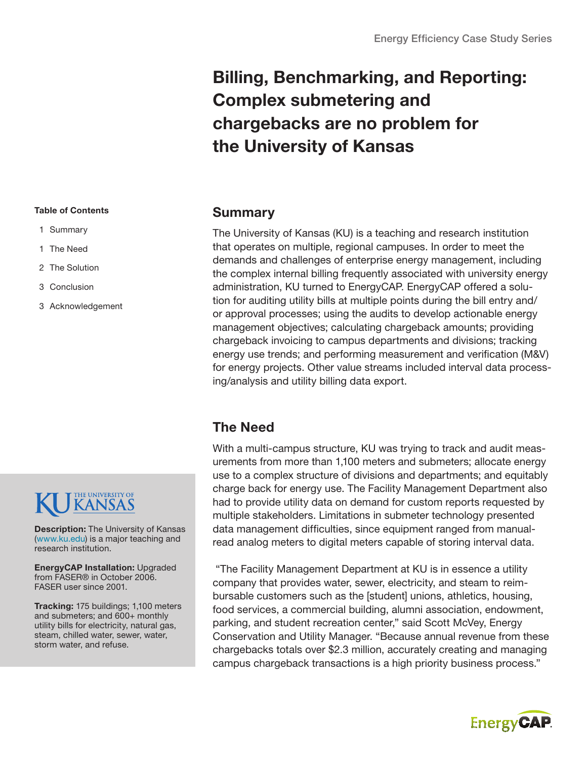Energy Efficiency Case Study Series

# Billing, Benchmarking, and Reporting: Complex submetering and chargebacks are no problem for the University of Kansas

**Table of Contents**

1 Summary

1 The Need

2 The Solution

3 Conclusion

3 Acknowledgement

## Summary

The University of Kansas (KU) is a teaching and research institution that operates on multiple, regional campuses. In order to meet the demands and challenges of enterprise energy management, including the complex internal billing frequently associated with university energy administration, KU turned to EnergyCAP. EnergyCAP offered a solution for auditing utility bills at multiple points during the bill entry and/or approval processes; using the audits to develop actionable energy management objectives; calculating chargeback amounts; providing chargeback invoicing to campus departments and divisions; tracking energy use trends; and performing measurement and verification (M&V) for energy projects. Other value streams included interval data processing/analysis and utility billing data export.

## The Need

With a multi-campus structure, KU was trying to track and audit measurements from more than 1,100 meters and submeters; allocate energy use to a complex structure of divisions and departments; and equitably charge back for energy use. The Facility Management Department also had to provide utility data on demand for custom reports requested by multiple stakeholders. Limitations in submeter technology presented data management difficulties, since equipment ranged from manual-read analog meters to digital meters capable of storing interval data.

"The Facility Management Department at KU is in essence a utility company that provides water, sewer, electricity, and steam to reimbursable customers such as the [student] unions, athletics, housing, food services, a commercial building, alumni association, endowment, parking, and student recreation center," said Scott McVey, Energy Conservation and Utility Manager. "Because annual revenue from these chargebacks totals over $2.3 million, accurately creating and managing campus chargeback transactions is a high priority business process."

KU THE UNIVERSITY OF KANSAS

**Description:** The University of Kansas (www.ku.edu) is a major teaching and research institution.

**EnergyCAP Installation:** Upgraded from FASER® in October 2006. FASER user since 2001.

**Tracking:** 175 buildings; 1,100 meters and submeters; and 600+ monthly utility bills for electricity, natural gas, steam, chilled water, sewer, water, storm water, and refuse.

EnergyCAP.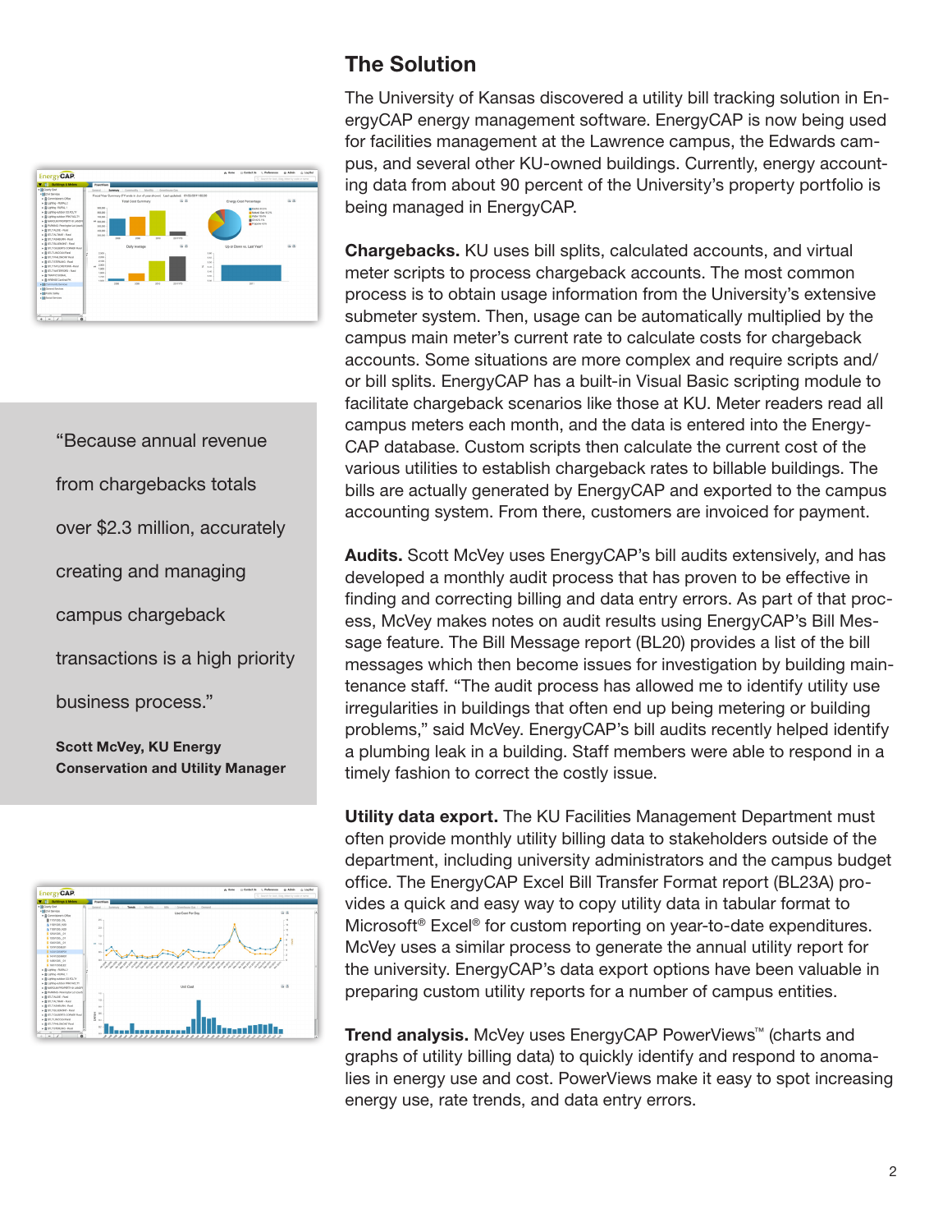## The Solution

The University of Kansas discovered a utility bill tracking solution in EnergyCAP energy management software. EnergyCAP is now being used for facilities management at the Lawrence campus, the Edwards campus, and several other KU-owned buildings. Currently, energy accounting data from about 90 percent of the University's property portfolio is being managed in EnergyCAP.

**Chargebacks.** KU uses bill splits, calculated accounts, and virtual meter scripts to process chargeback accounts. The most common process is to obtain usage information from the University's extensive submeter system. Then, usage can be automatically multiplied by the campus main meter's current rate to calculate costs for chargeback accounts. Some situations are more complex and require scripts and/or bill splits. EnergyCAP has a built-in Visual Basic scripting module to facilitate chargeback scenarios like those at KU. Meter readers read all campus meters each month, and the data is entered into the EnergyCAP database. Custom scripts then calculate the current cost of the various utilities to establish chargeback rates to billable buildings. The bills are actually generated by EnergyCAP and exported to the campus accounting system. From there, customers are invoiced for payment.

> "Because annual revenue from chargebacks totals over $2.3 million, accurately creating and managing campus chargeback transactions is a high priority business process."
>
> **Scott McVey, KU Energy Conservation and Utility Manager**

**Audits.** Scott McVey uses EnergyCAP's bill audits extensively, and has developed a monthly audit process that has proven to be effective in finding and correcting billing and data entry errors. As part of that process, McVey makes notes on audit results using EnergyCAP's Bill Message feature. The Bill Message report (BL20) provides a list of the bill messages which then become issues for investigation by building maintenance staff. "The audit process has allowed me to identify utility use irregularities in buildings that often end up being metering or building problems," said McVey. EnergyCAP's bill audits recently helped identify a plumbing leak in a building. Staff members were able to respond in a timely fashion to correct the costly issue.

**Utility data export.** The KU Facilities Management Department must often provide monthly utility billing data to stakeholders outside of the department, including university administrators and the campus budget office. The EnergyCAP Excel Bill Transfer Format report (BL23A) provides a quick and easy way to copy utility data in tabular format to Microsoft® Excel® for custom reporting on year-to-date expenditures. McVey uses a similar process to generate the annual utility report for the university. EnergyCAP's data export options have been valuable in preparing custom utility reports for a number of campus entities.

**Trend analysis.** McVey uses EnergyCAP PowerViews™ (charts and graphs of utility billing data) to quickly identify and respond to anomalies in energy use and cost. PowerViews make it easy to spot increasing energy use, rate trends, and data entry errors.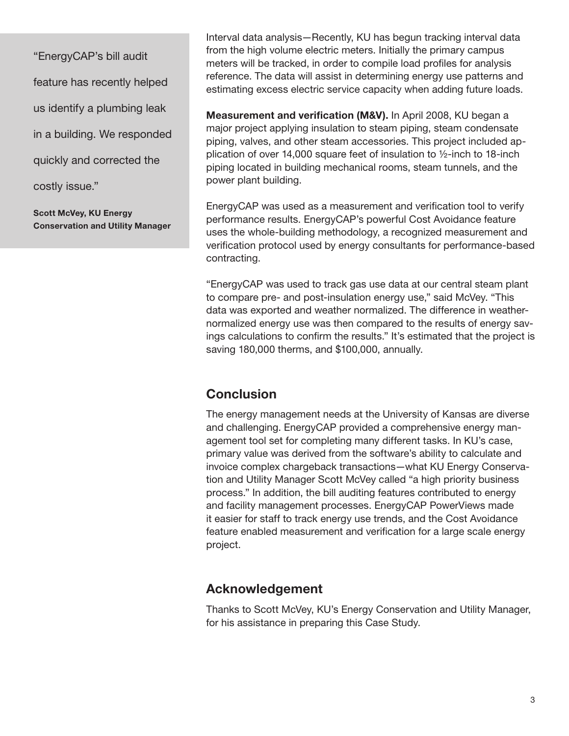> "EnergyCAP's bill audit feature has recently helped us identify a plumbing leak in a building. We responded quickly and corrected the costly issue."
>
> **Scott McVey, KU Energy Conservation and Utility Manager**

Interval data analysis—Recently, KU has begun tracking interval data from the high volume electric meters. Initially the primary campus meters will be tracked, in order to compile load profiles for analysis reference. The data will assist in determining energy use patterns and estimating excess electric service capacity when adding future loads.

**Measurement and verification (M&V).** In April 2008, KU began a major project applying insulation to steam piping, steam condensate piping, valves, and other steam accessories. This project included application of over 14,000 square feet of insulation to ½-inch to 18-inch piping located in building mechanical rooms, steam tunnels, and the power plant building.

EnergyCAP was used as a measurement and verification tool to verify performance results. EnergyCAP's powerful Cost Avoidance feature uses the whole-building methodology, a recognized measurement and verification protocol used by energy consultants for performance-based contracting.

"EnergyCAP was used to track gas use data at our central steam plant to compare pre- and post-insulation energy use," said McVey. "This data was exported and weather normalized. The difference in weather-normalized energy use was then compared to the results of energy savings calculations to confirm the results." It's estimated that the project is saving 180,000 therms, and $100,000, annually.

## Conclusion

The energy management needs at the University of Kansas are diverse and challenging. EnergyCAP provided a comprehensive energy management tool set for completing many different tasks. In KU's case, primary value was derived from the software's ability to calculate and invoice complex chargeback transactions—what KU Energy Conservation and Utility Manager Scott McVey called "a high priority business process." In addition, the bill auditing features contributed to energy and facility management processes. EnergyCAP PowerViews made it easier for staff to track energy use trends, and the Cost Avoidance feature enabled measurement and verification for a large scale energy project.

## Acknowledgement

Thanks to Scott McVey, KU's Energy Conservation and Utility Manager, for his assistance in preparing this Case Study.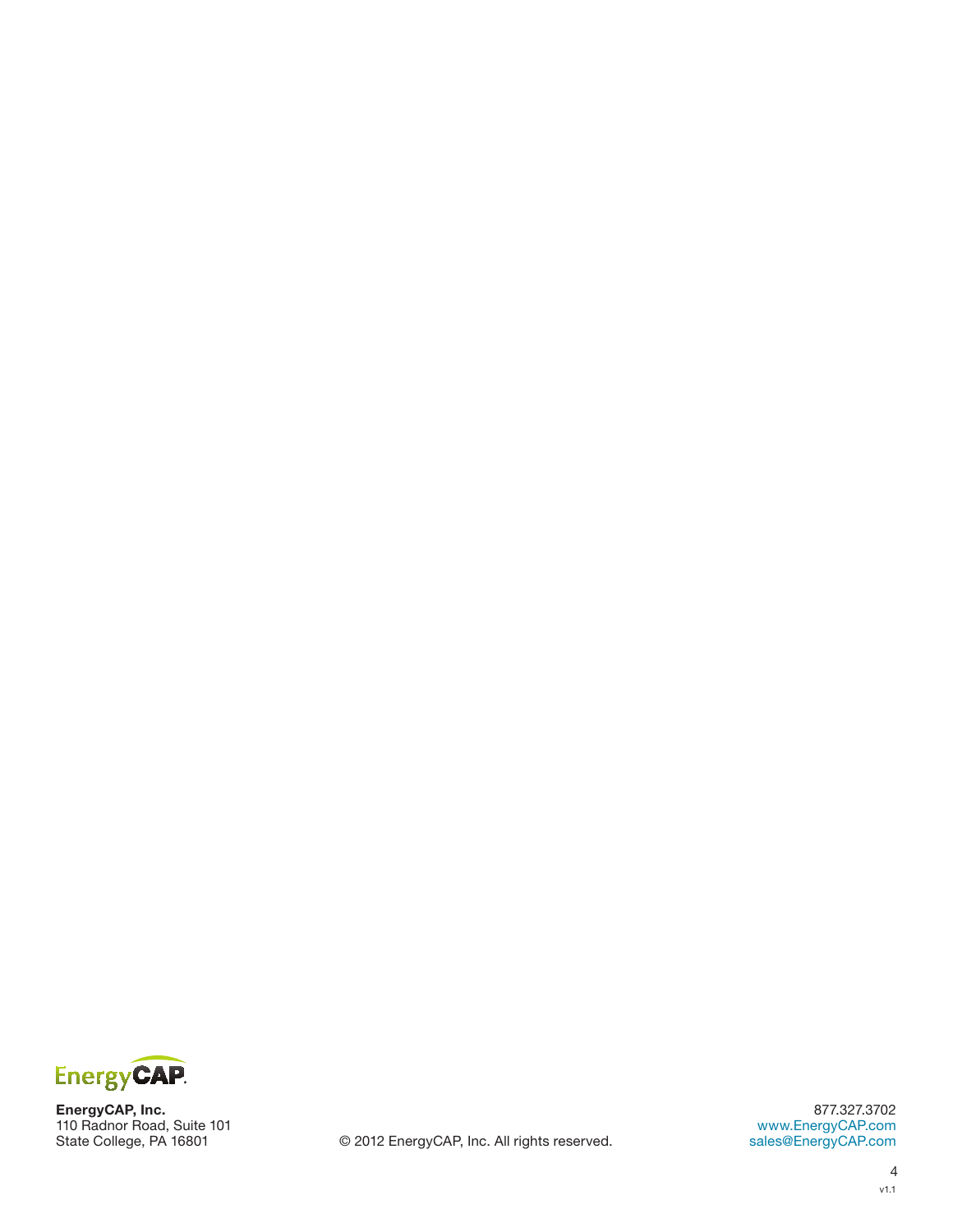EnergyCAP

**EnergyCAP, Inc.**
110 Radnor Road, Suite 101
State College, PA 16801

© 2012 EnergyCAP, Inc. All rights reserved.

877.327.3702
www.EnergyCAP.com
sales@EnergyCAP.com

v1.1